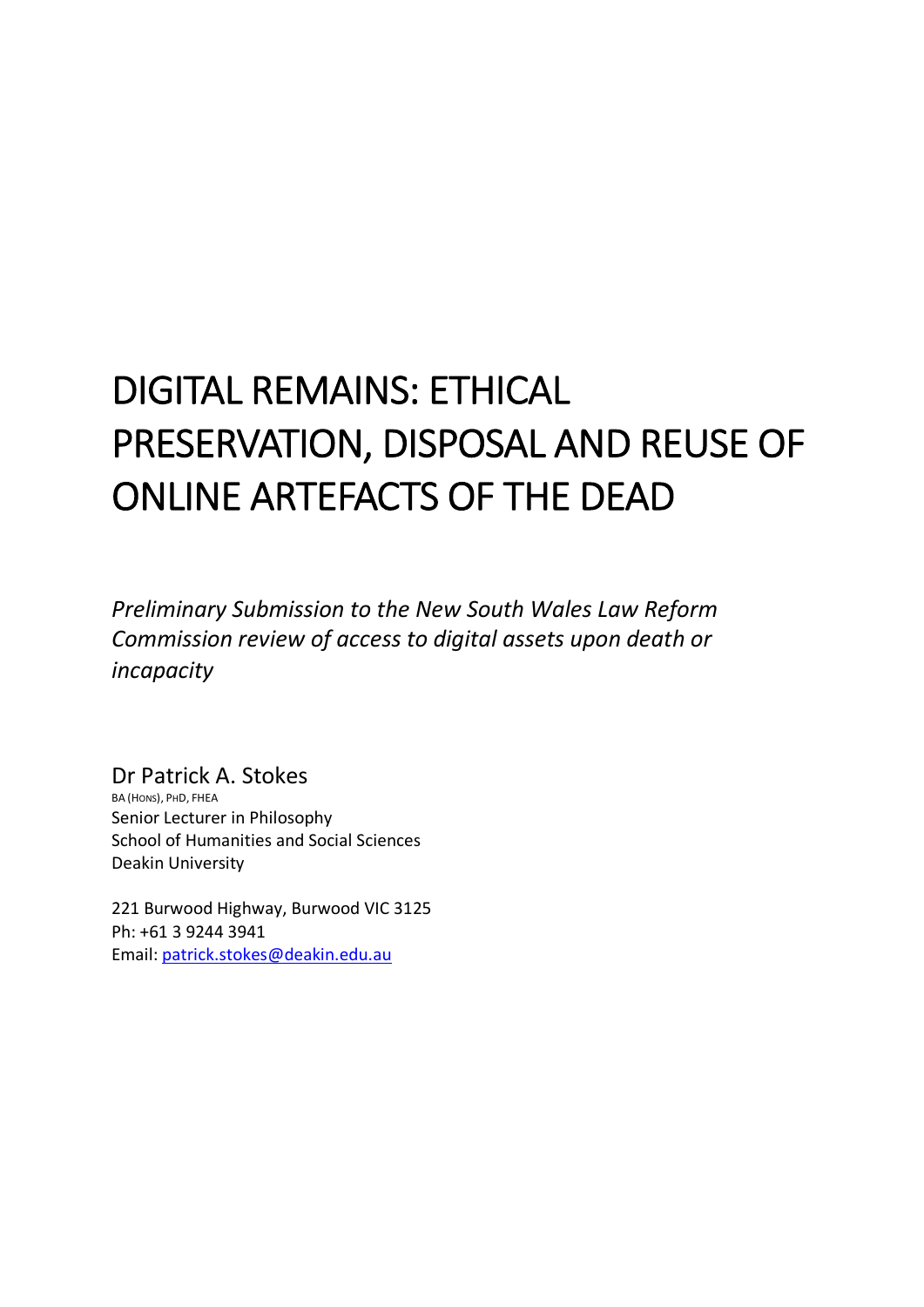# DIGITAL REMAINS: ETHICAL PRESERVATION, DISPOSAL AND REUSE OF ONLINE ARTEFACTS OF THE DEAD

*Preliminary Submission to the New South Wales Law Reform Commission review of access to digital assets upon death or incapacity*

Dr Patrick A. Stokes
BA (Hons), PhD, FHEA
Senior Lecturer in Philosophy
School of Humanities and Social Sciences
Deakin University

221 Burwood Highway, Burwood VIC 3125
Ph: +61 3 9244 3941
Email: patrick.stokes@deakin.edu.au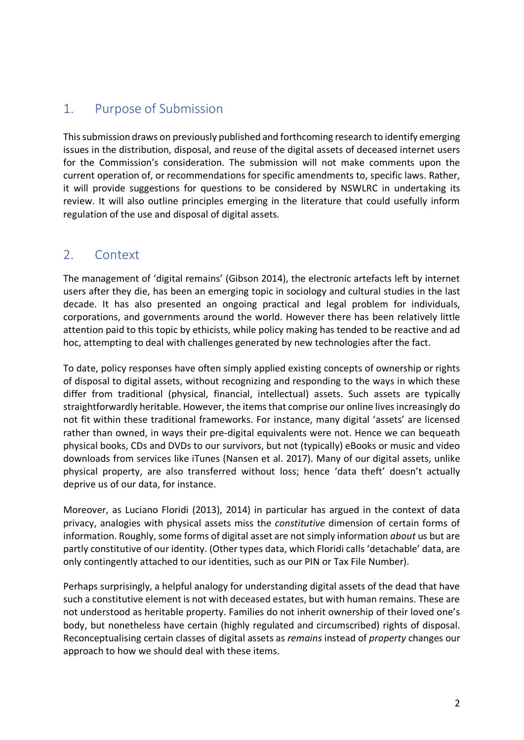## 1. Purpose of Submission

This submission draws on previously published and forthcoming research to identify emerging issues in the distribution, disposal, and reuse of the digital assets of deceased internet users for the Commission's consideration. The submission will not make comments upon the current operation of, or recommendations for specific amendments to, specific laws. Rather, it will provide suggestions for questions to be considered by NSWLRC in undertaking its review. It will also outline principles emerging in the literature that could usefully inform regulation of the use and disposal of digital assets.

## 2. Context

The management of 'digital remains' (Gibson 2014), the electronic artefacts left by internet users after they die, has been an emerging topic in sociology and cultural studies in the last decade. It has also presented an ongoing practical and legal problem for individuals, corporations, and governments around the world. However there has been relatively little attention paid to this topic by ethicists, while policy making has tended to be reactive and ad hoc, attempting to deal with challenges generated by new technologies after the fact.

To date, policy responses have often simply applied existing concepts of ownership or rights of disposal to digital assets, without recognizing and responding to the ways in which these differ from traditional (physical, financial, intellectual) assets. Such assets are typically straightforwardly heritable. However, the items that comprise our online lives increasingly do not fit within these traditional frameworks. For instance, many digital 'assets' are licensed rather than owned, in ways their pre-digital equivalents were not. Hence we can bequeath physical books, CDs and DVDs to our survivors, but not (typically) eBooks or music and video downloads from services like iTunes (Nansen et al. 2017). Many of our digital assets, unlike physical property, are also transferred without loss; hence 'data theft' doesn't actually deprive us of our data, for instance.

Moreover, as Luciano Floridi (2013), 2014) in particular has argued in the context of data privacy, analogies with physical assets miss the *constitutive* dimension of certain forms of information. Roughly, some forms of digital asset are not simply information *about* us but are partly constitutive of our identity. (Other types data, which Floridi calls 'detachable' data, are only contingently attached to our identities, such as our PIN or Tax File Number).

Perhaps surprisingly, a helpful analogy for understanding digital assets of the dead that have such a constitutive element is not with deceased estates, but with human remains. These are not understood as heritable property. Families do not inherit ownership of their loved one's body, but nonetheless have certain (highly regulated and circumscribed) rights of disposal. Reconceptualising certain classes of digital assets as *remains* instead of *property* changes our approach to how we should deal with these items.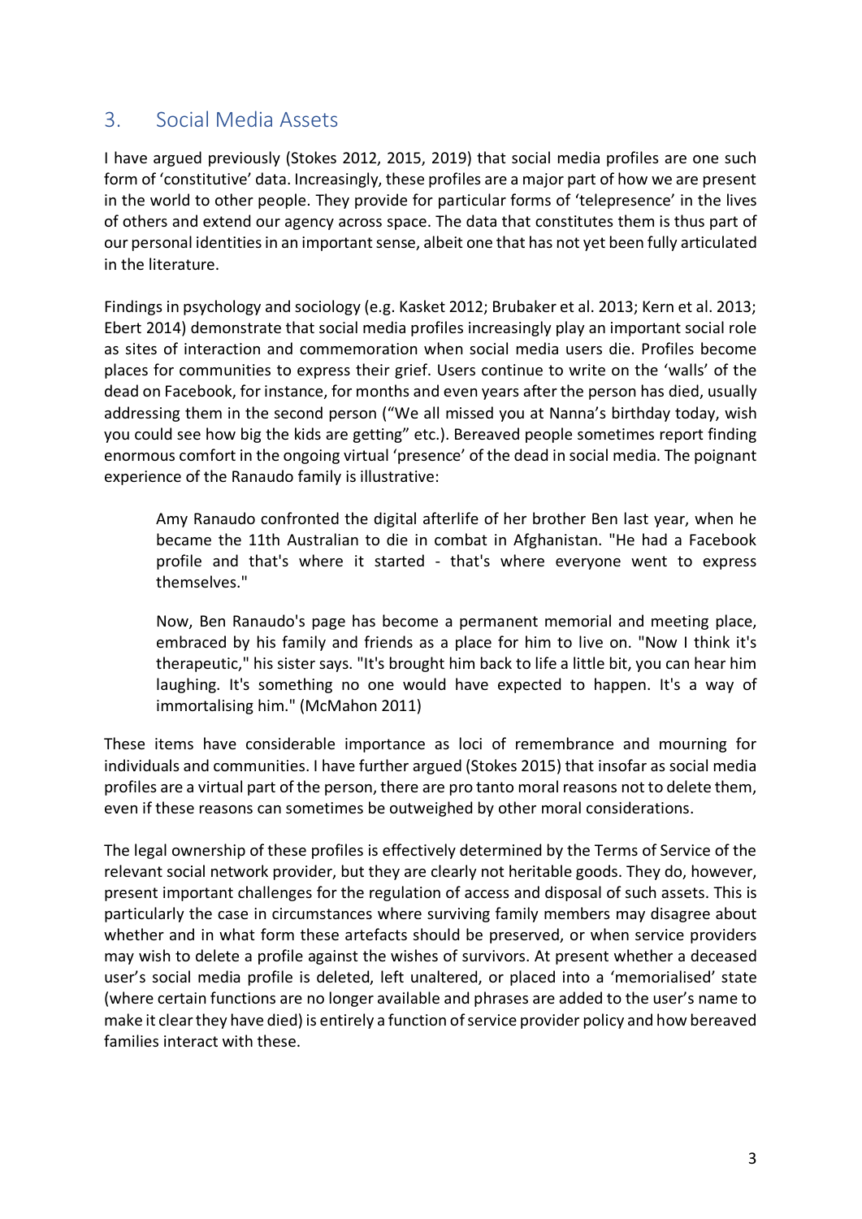## 3. Social Media Assets

I have argued previously (Stokes 2012, 2015, 2019) that social media profiles are one such form of 'constitutive' data. Increasingly, these profiles are a major part of how we are present in the world to other people. They provide for particular forms of 'telepresence' in the lives of others and extend our agency across space. The data that constitutes them is thus part of our personal identities in an important sense, albeit one that has not yet been fully articulated in the literature.

Findings in psychology and sociology (e.g. Kasket 2012; Brubaker et al. 2013; Kern et al. 2013; Ebert 2014) demonstrate that social media profiles increasingly play an important social role as sites of interaction and commemoration when social media users die. Profiles become places for communities to express their grief. Users continue to write on the 'walls' of the dead on Facebook, for instance, for months and even years after the person has died, usually addressing them in the second person ("We all missed you at Nanna's birthday today, wish you could see how big the kids are getting" etc.). Bereaved people sometimes report finding enormous comfort in the ongoing virtual 'presence' of the dead in social media. The poignant experience of the Ranaudo family is illustrative:

> Amy Ranaudo confronted the digital afterlife of her brother Ben last year, when he became the 11th Australian to die in combat in Afghanistan. "He had a Facebook profile and that's where it started - that's where everyone went to express themselves."
>
> Now, Ben Ranaudo's page has become a permanent memorial and meeting place, embraced by his family and friends as a place for him to live on. "Now I think it's therapeutic," his sister says. "It's brought him back to life a little bit, you can hear him laughing. It's something no one would have expected to happen. It's a way of immortalising him." (McMahon 2011)

These items have considerable importance as loci of remembrance and mourning for individuals and communities. I have further argued (Stokes 2015) that insofar as social media profiles are a virtual part of the person, there are pro tanto moral reasons not to delete them, even if these reasons can sometimes be outweighed by other moral considerations.

The legal ownership of these profiles is effectively determined by the Terms of Service of the relevant social network provider, but they are clearly not heritable goods. They do, however, present important challenges for the regulation of access and disposal of such assets. This is particularly the case in circumstances where surviving family members may disagree about whether and in what form these artefacts should be preserved, or when service providers may wish to delete a profile against the wishes of survivors. At present whether a deceased user's social media profile is deleted, left unaltered, or placed into a 'memorialised' state (where certain functions are no longer available and phrases are added to the user's name to make it clear they have died) is entirely a function of service provider policy and how bereaved families interact with these.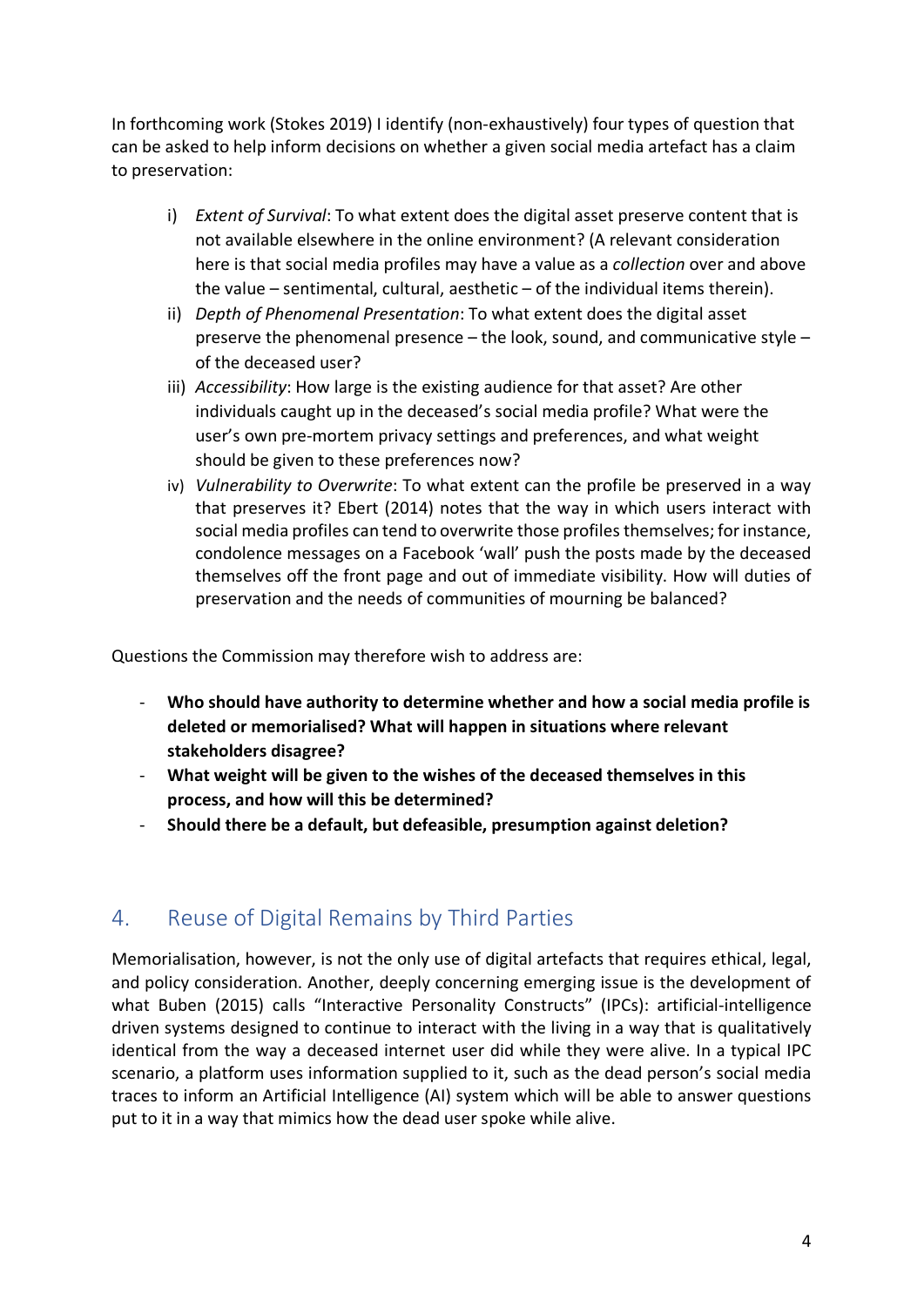In forthcoming work (Stokes 2019) I identify (non-exhaustively) four types of question that can be asked to help inform decisions on whether a given social media artefact has a claim to preservation:

i) *Extent of Survival*: To what extent does the digital asset preserve content that is not available elsewhere in the online environment? (A relevant consideration here is that social media profiles may have a value as a *collection* over and above the value – sentimental, cultural, aesthetic – of the individual items therein).
ii) *Depth of Phenomenal Presentation*: To what extent does the digital asset preserve the phenomenal presence – the look, sound, and communicative style – of the deceased user?
iii) *Accessibility*: How large is the existing audience for that asset? Are other individuals caught up in the deceased's social media profile? What were the user's own pre-mortem privacy settings and preferences, and what weight should be given to these preferences now?
iv) *Vulnerability to Overwrite*: To what extent can the profile be preserved in a way that preserves it? Ebert (2014) notes that the way in which users interact with social media profiles can tend to overwrite those profiles themselves; for instance, condolence messages on a Facebook 'wall' push the posts made by the deceased themselves off the front page and out of immediate visibility. How will duties of preservation and the needs of communities of mourning be balanced?

Questions the Commission may therefore wish to address are:

- **Who should have authority to determine whether and how a social media profile is deleted or memorialised? What will happen in situations where relevant stakeholders disagree?**
- **What weight will be given to the wishes of the deceased themselves in this process, and how will this be determined?**
- **Should there be a default, but defeasible, presumption against deletion?**

## 4. Reuse of Digital Remains by Third Parties

Memorialisation, however, is not the only use of digital artefacts that requires ethical, legal, and policy consideration. Another, deeply concerning emerging issue is the development of what Buben (2015) calls "Interactive Personality Constructs" (IPCs): artificial-intelligence driven systems designed to continue to interact with the living in a way that is qualitatively identical from the way a deceased internet user did while they were alive. In a typical IPC scenario, a platform uses information supplied to it, such as the dead person's social media traces to inform an Artificial Intelligence (AI) system which will be able to answer questions put to it in a way that mimics how the dead user spoke while alive.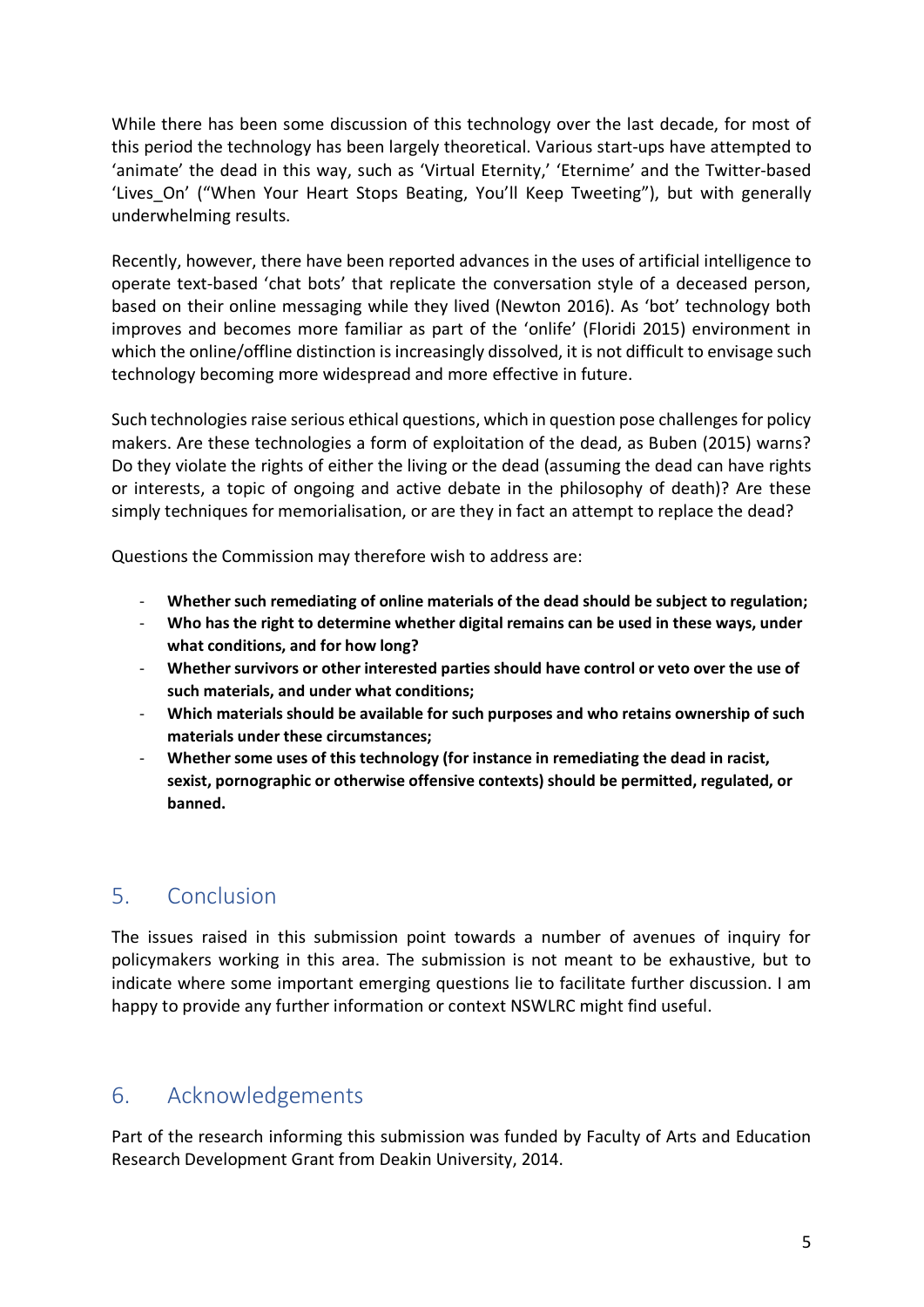While there has been some discussion of this technology over the last decade, for most of this period the technology has been largely theoretical. Various start-ups have attempted to 'animate' the dead in this way, such as 'Virtual Eternity,' 'Eternime' and the Twitter-based 'Lives_On' ("When Your Heart Stops Beating, You'll Keep Tweeting"), but with generally underwhelming results.

Recently, however, there have been reported advances in the uses of artificial intelligence to operate text-based 'chat bots' that replicate the conversation style of a deceased person, based on their online messaging while they lived (Newton 2016). As 'bot' technology both improves and becomes more familiar as part of the 'onlife' (Floridi 2015) environment in which the online/offline distinction is increasingly dissolved, it is not difficult to envisage such technology becoming more widespread and more effective in future.

Such technologies raise serious ethical questions, which in question pose challenges for policy makers. Are these technologies a form of exploitation of the dead, as Buben (2015) warns? Do they violate the rights of either the living or the dead (assuming the dead can have rights or interests, a topic of ongoing and active debate in the philosophy of death)? Are these simply techniques for memorialisation, or are they in fact an attempt to replace the dead?

Questions the Commission may therefore wish to address are:

- **Whether such remediating of online materials of the dead should be subject to regulation;**
- **Who has the right to determine whether digital remains can be used in these ways, under what conditions, and for how long?**
- **Whether survivors or other interested parties should have control or veto over the use of such materials, and under what conditions;**
- **Which materials should be available for such purposes and who retains ownership of such materials under these circumstances;**
- **Whether some uses of this technology (for instance in remediating the dead in racist, sexist, pornographic or otherwise offensive contexts) should be permitted, regulated, or banned.**

## 5. Conclusion

The issues raised in this submission point towards a number of avenues of inquiry for policymakers working in this area. The submission is not meant to be exhaustive, but to indicate where some important emerging questions lie to facilitate further discussion. I am happy to provide any further information or context NSWLRC might find useful.

## 6. Acknowledgements

Part of the research informing this submission was funded by Faculty of Arts and Education Research Development Grant from Deakin University, 2014.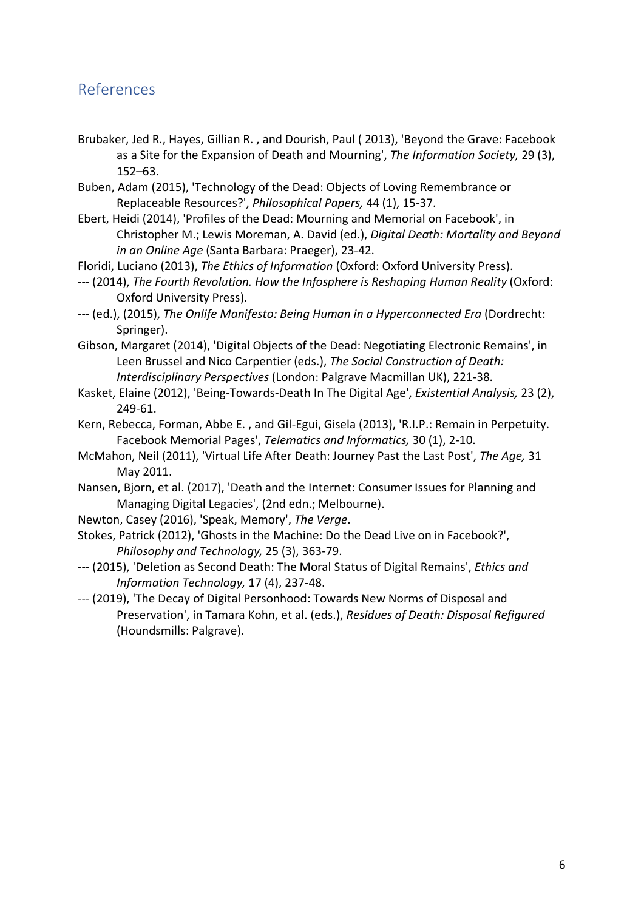## References

Brubaker, Jed R., Hayes, Gillian R. , and Dourish, Paul ( 2013), 'Beyond the Grave: Facebook as a Site for the Expansion of Death and Mourning', *The Information Society,* 29 (3), 152–63.

Buben, Adam (2015), 'Technology of the Dead: Objects of Loving Remembrance or Replaceable Resources?', *Philosophical Papers,* 44 (1), 15-37.

Ebert, Heidi (2014), 'Profiles of the Dead: Mourning and Memorial on Facebook', in Christopher M.; Lewis Moreman, A. David (ed.), *Digital Death: Mortality and Beyond in an Online Age* (Santa Barbara: Praeger), 23-42.

Floridi, Luciano (2013), *The Ethics of Information* (Oxford: Oxford University Press).

--- (2014), *The Fourth Revolution. How the Infosphere is Reshaping Human Reality* (Oxford: Oxford University Press).

--- (ed.), (2015), *The Onlife Manifesto: Being Human in a Hyperconnected Era* (Dordrecht: Springer).

Gibson, Margaret (2014), 'Digital Objects of the Dead: Negotiating Electronic Remains', in Leen Brussel and Nico Carpentier (eds.), *The Social Construction of Death: Interdisciplinary Perspectives* (London: Palgrave Macmillan UK), 221-38.

Kasket, Elaine (2012), 'Being-Towards-Death In The Digital Age', *Existential Analysis,* 23 (2), 249-61.

Kern, Rebecca, Forman, Abbe E. , and Gil-Egui, Gisela (2013), 'R.I.P.: Remain in Perpetuity. Facebook Memorial Pages', *Telematics and Informatics,* 30 (1), 2-10.

McMahon, Neil (2011), 'Virtual Life After Death: Journey Past the Last Post', *The Age,* 31 May 2011.

Nansen, Bjorn, et al. (2017), 'Death and the Internet: Consumer Issues for Planning and Managing Digital Legacies', (2nd edn.; Melbourne).

Newton, Casey (2016), 'Speak, Memory', *The Verge*.

Stokes, Patrick (2012), 'Ghosts in the Machine: Do the Dead Live on in Facebook?', *Philosophy and Technology,* 25 (3), 363-79.

--- (2015), 'Deletion as Second Death: The Moral Status of Digital Remains', *Ethics and Information Technology,* 17 (4), 237-48.

--- (2019), 'The Decay of Digital Personhood: Towards New Norms of Disposal and Preservation', in Tamara Kohn, et al. (eds.), *Residues of Death: Disposal Refigured* (Houndsmills: Palgrave).